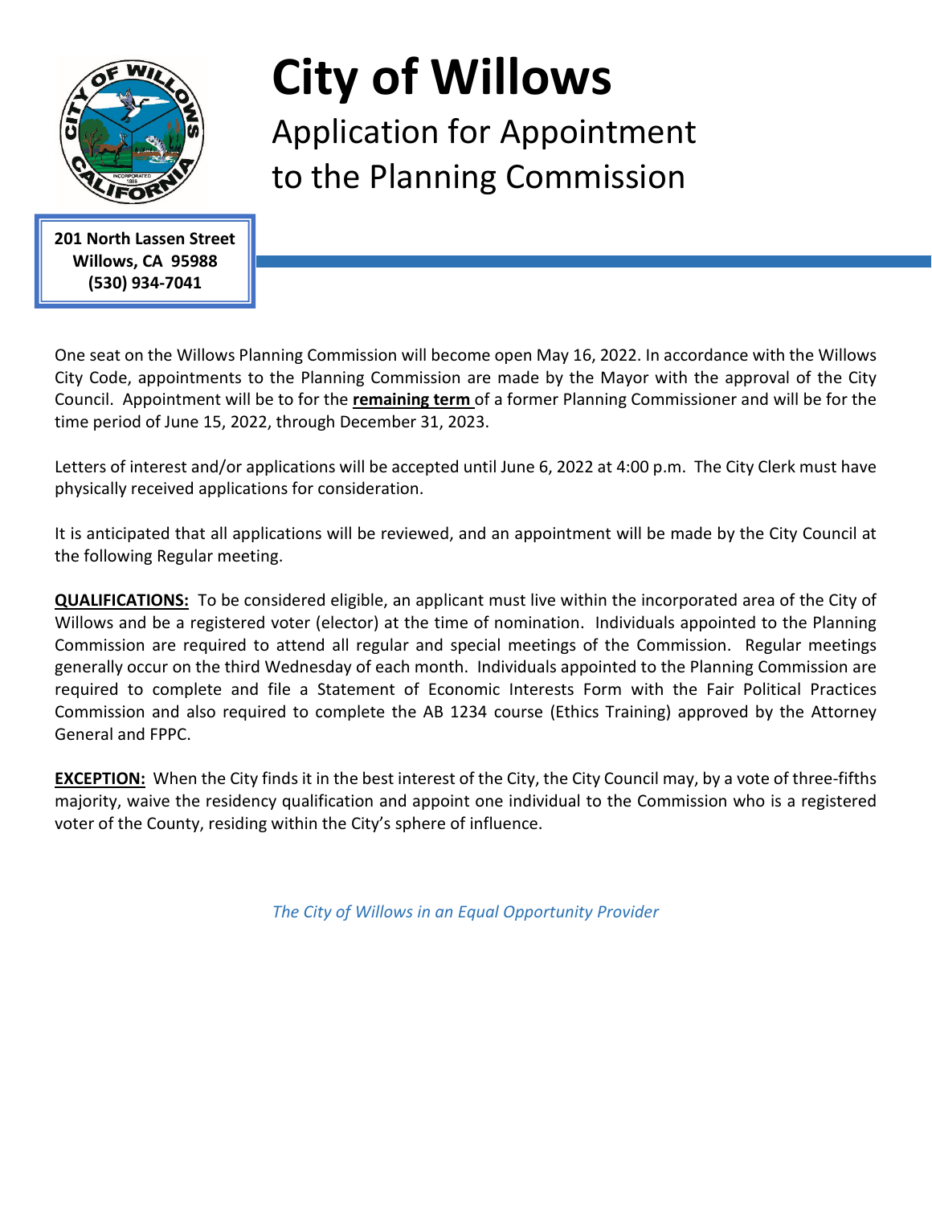# City of Willows

## Application for Appointment to the Planning Commission

**201 North Lassen Street**
**Willows, CA 95988**
**(530) 934-7041**

One seat on the Willows Planning Commission will become open May 16, 2022. In accordance with the Willows City Code, appointments to the Planning Commission are made by the Mayor with the approval of the City Council. Appointment will be to for the **remaining term** of a former Planning Commissioner and will be for the time period of June 15, 2022, through December 31, 2023.

Letters of interest and/or applications will be accepted until June 6, 2022 at 4:00 p.m. The City Clerk must have physically received applications for consideration.

It is anticipated that all applications will be reviewed, and an appointment will be made by the City Council at the following Regular meeting.

**QUALIFICATIONS:** To be considered eligible, an applicant must live within the incorporated area of the City of Willows and be a registered voter (elector) at the time of nomination. Individuals appointed to the Planning Commission are required to attend all regular and special meetings of the Commission. Regular meetings generally occur on the third Wednesday of each month. Individuals appointed to the Planning Commission are required to complete and file a Statement of Economic Interests Form with the Fair Political Practices Commission and also required to complete the AB 1234 course (Ethics Training) approved by the Attorney General and FPPC.

**EXCEPTION:** When the City finds it in the best interest of the City, the City Council may, by a vote of three-fifths majority, waive the residency qualification and appoint one individual to the Commission who is a registered voter of the County, residing within the City's sphere of influence.

*The City of Willows in an Equal Opportunity Provider*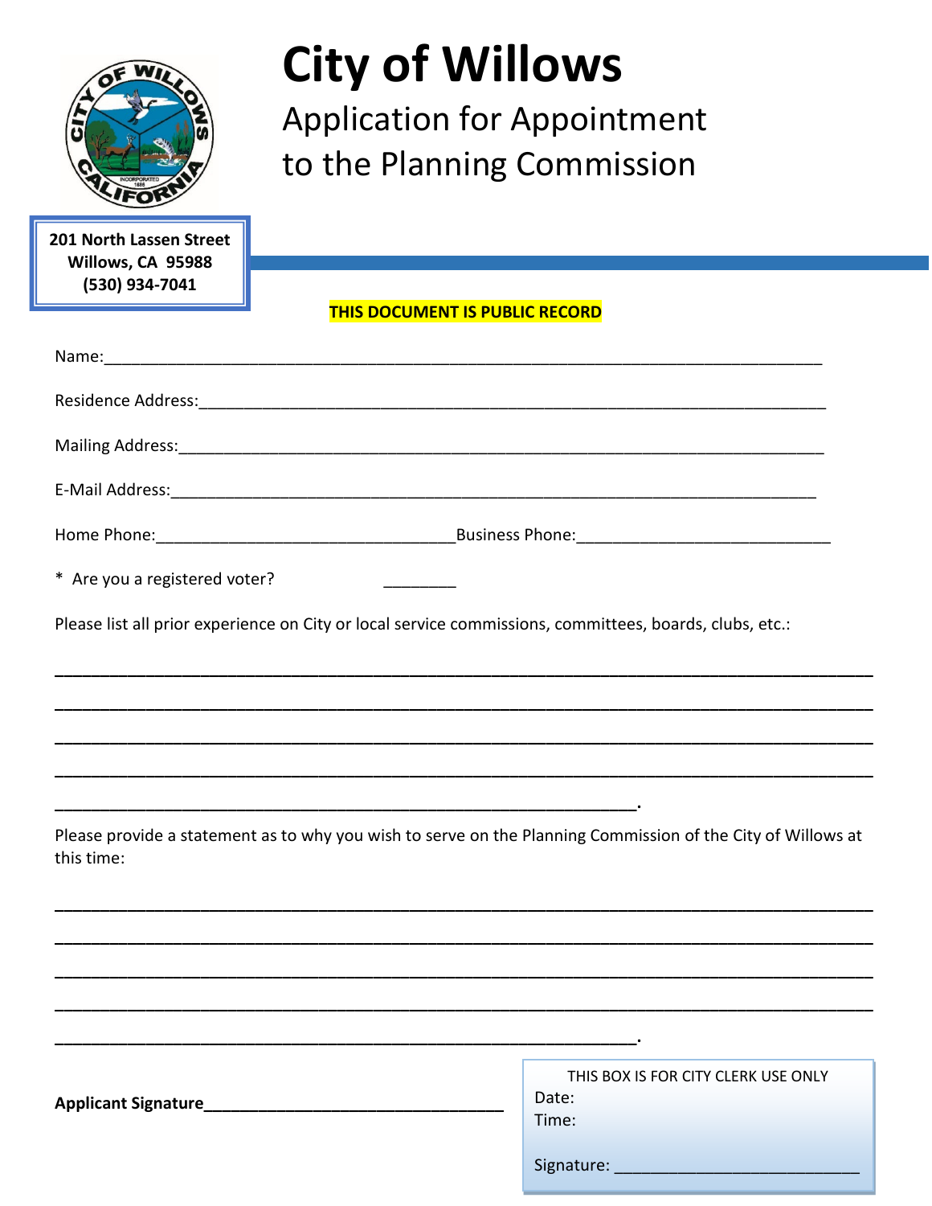# City of Willows

## Application for Appointment to the Planning Commission

**201 North Lassen Street**
**Willows, CA 95988**
**(530) 934-7041**

**THIS DOCUMENT IS PUBLIC RECORD**

Name:_______________________________________________________________________________

Residence Address:_____________________________________________________________________

Mailing Address:_______________________________________________________________________

E-Mail Address:________________________________________________________________________

Home Phone:_________________________________Business Phone:___________________________

* Are you a registered voter? ________

Please list all prior experience on City or local service commissions, committees, boards, clubs, etc.:

_____________________________________________________________________________________________

_____________________________________________________________________________________________

_____________________________________________________________________________________________

_____________________________________________________________________________________________

______________________________________________________________________.

Please provide a statement as to why you wish to serve on the Planning Commission of the City of Willows at this time:

_____________________________________________________________________________________________

_____________________________________________________________________________________________

_____________________________________________________________________________________________

_____________________________________________________________________________________________

______________________________________________________________________.

**Applicant Signature**_________________________________

THIS BOX IS FOR CITY CLERK USE ONLY
Date:
Time:

Signature: ___________________________